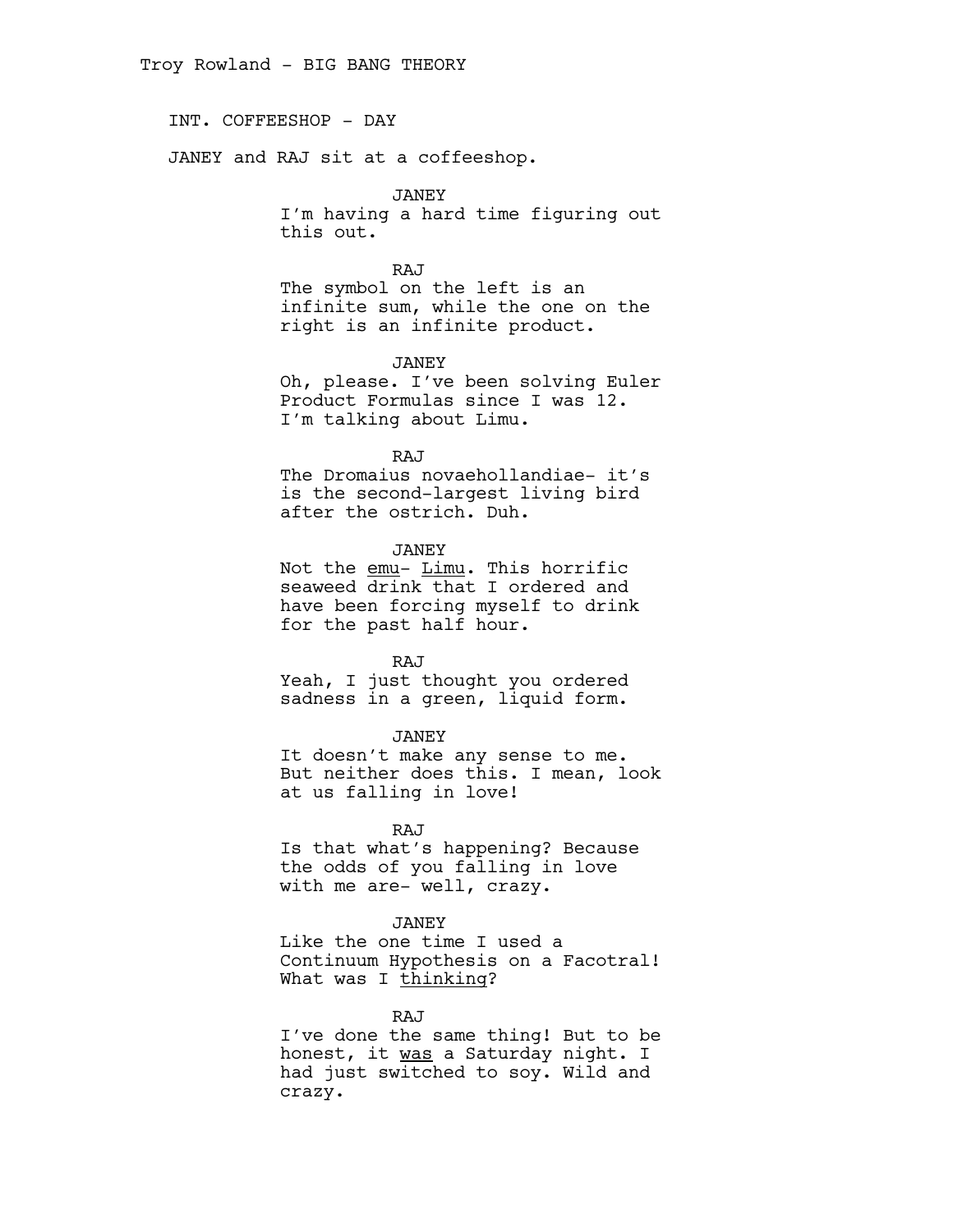Troy Rowland - BIG BANG THEORY

INT. COFFEESHOP - DAY

JANEY and RAJ sit at a coffeeshop.

JANEY
I'm having a hard time figuring out this out.

RAJ
The symbol on the left is an infinite sum, while the one on the right is an infinite product.

JANEY
Oh, please. I've been solving Euler Product Formulas since I was 12. I'm talking about Limu.

RAJ
The Dromaius novaehollandiae- it's is the second-largest living bird after the ostrich. Duh.

JANEY
Not the <u>emu</u>- <u>Limu</u>. This horrific seaweed drink that I ordered and have been forcing myself to drink for the past half hour.

RAJ
Yeah, I just thought you ordered sadness in a green, liquid form.

JANEY
It doesn't make any sense to me. But neither does this. I mean, look at us falling in love!

RAJ
Is that what's happening? Because the odds of you falling in love with me are- well, crazy.

JANEY
Like the one time I used a Continuum Hypothesis on a Facotral! What was I <u>thinking</u>?

RAJ
I've done the same thing! But to be honest, it <u>was</u> a Saturday night. I had just switched to soy. Wild and crazy.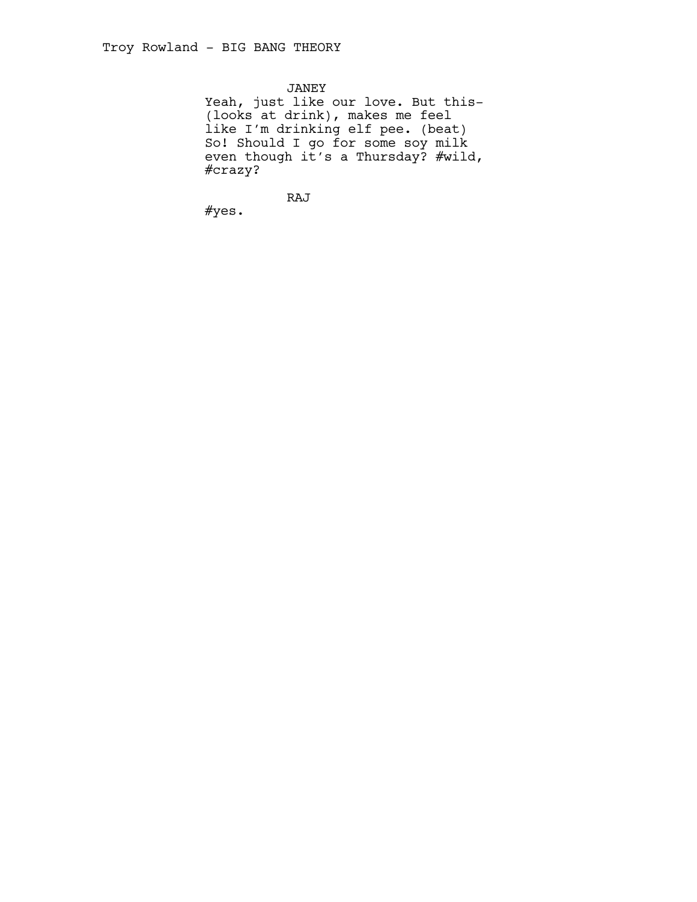JANEY

Yeah, just like our love. But this- (looks at drink), makes me feel like I'm drinking elf pee. (beat) So! Should I go for some soy milk even though it's a Thursday? #wild, #crazy?

RAJ

#yes.